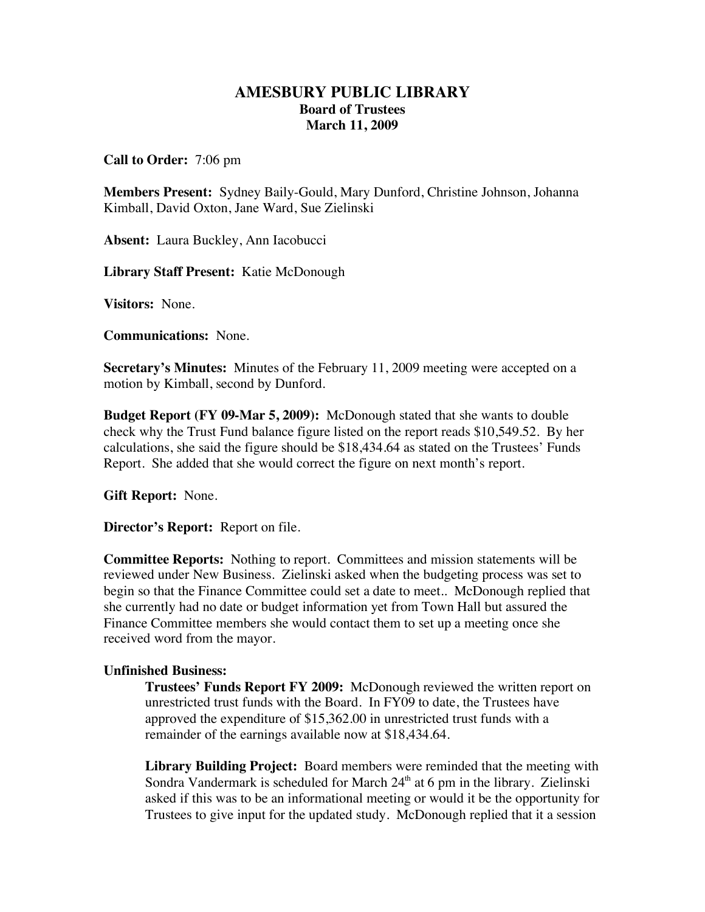# AMESBURY PUBLIC LIBRARY

## Board of Trustees

## March 11, 2009

**Call to Order:** 7:06 pm

**Members Present:** Sydney Baily-Gould, Mary Dunford, Christine Johnson, Johanna Kimball, David Oxton, Jane Ward, Sue Zielinski

**Absent:** Laura Buckley, Ann Iacobucci

**Library Staff Present:** Katie McDonough

**Visitors:** None.

**Communications:** None.

**Secretary's Minutes:** Minutes of the February 11, 2009 meeting were accepted on a motion by Kimball, second by Dunford.

**Budget Report (FY 09-Mar 5, 2009):** McDonough stated that she wants to double check why the Trust Fund balance figure listed on the report reads $10,549.52. By her calculations, she said the figure should be $18,434.64 as stated on the Trustees' Funds Report. She added that she would correct the figure on next month's report.

**Gift Report:** None.

**Director's Report:** Report on file.

**Committee Reports:** Nothing to report. Committees and mission statements will be reviewed under New Business. Zielinski asked when the budgeting process was set to begin so that the Finance Committee could set a date to meet.. McDonough replied that she currently had no date or budget information yet from Town Hall but assured the Finance Committee members she would contact them to set up a meeting once she received word from the mayor.

**Unfinished Business:**

**Trustees' Funds Report FY 2009:** McDonough reviewed the written report on unrestricted trust funds with the Board. In FY09 to date, the Trustees have approved the expenditure of $15,362.00 in unrestricted trust funds with a remainder of the earnings available now at $18,434.64.

**Library Building Project:** Board members were reminded that the meeting with Sondra Vandermark is scheduled for March 24th at 6 pm in the library. Zielinski asked if this was to be an informational meeting or would it be the opportunity for Trustees to give input for the updated study. McDonough replied that it a session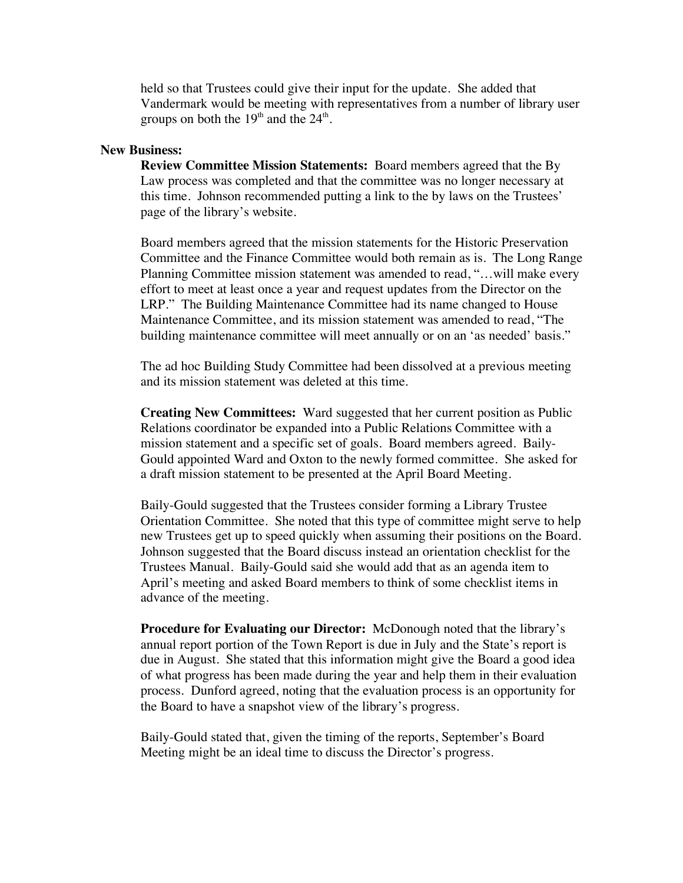held so that Trustees could give their input for the update. She added that Vandermark would be meeting with representatives from a number of library user groups on both the 19th and the 24th.

**New Business:**

**Review Committee Mission Statements:** Board members agreed that the By Law process was completed and that the committee was no longer necessary at this time. Johnson recommended putting a link to the by laws on the Trustees' page of the library's website.

Board members agreed that the mission statements for the Historic Preservation Committee and the Finance Committee would both remain as is. The Long Range Planning Committee mission statement was amended to read, "…will make every effort to meet at least once a year and request updates from the Director on the LRP." The Building Maintenance Committee had its name changed to House Maintenance Committee, and its mission statement was amended to read, "The building maintenance committee will meet annually or on an 'as needed' basis."

The ad hoc Building Study Committee had been dissolved at a previous meeting and its mission statement was deleted at this time.

**Creating New Committees:** Ward suggested that her current position as Public Relations coordinator be expanded into a Public Relations Committee with a mission statement and a specific set of goals. Board members agreed. Baily-Gould appointed Ward and Oxton to the newly formed committee. She asked for a draft mission statement to be presented at the April Board Meeting.

Baily-Gould suggested that the Trustees consider forming a Library Trustee Orientation Committee. She noted that this type of committee might serve to help new Trustees get up to speed quickly when assuming their positions on the Board. Johnson suggested that the Board discuss instead an orientation checklist for the Trustees Manual. Baily-Gould said she would add that as an agenda item to April's meeting and asked Board members to think of some checklist items in advance of the meeting.

**Procedure for Evaluating our Director:** McDonough noted that the library's annual report portion of the Town Report is due in July and the State's report is due in August. She stated that this information might give the Board a good idea of what progress has been made during the year and help them in their evaluation process. Dunford agreed, noting that the evaluation process is an opportunity for the Board to have a snapshot view of the library's progress.

Baily-Gould stated that, given the timing of the reports, September's Board Meeting might be an ideal time to discuss the Director's progress.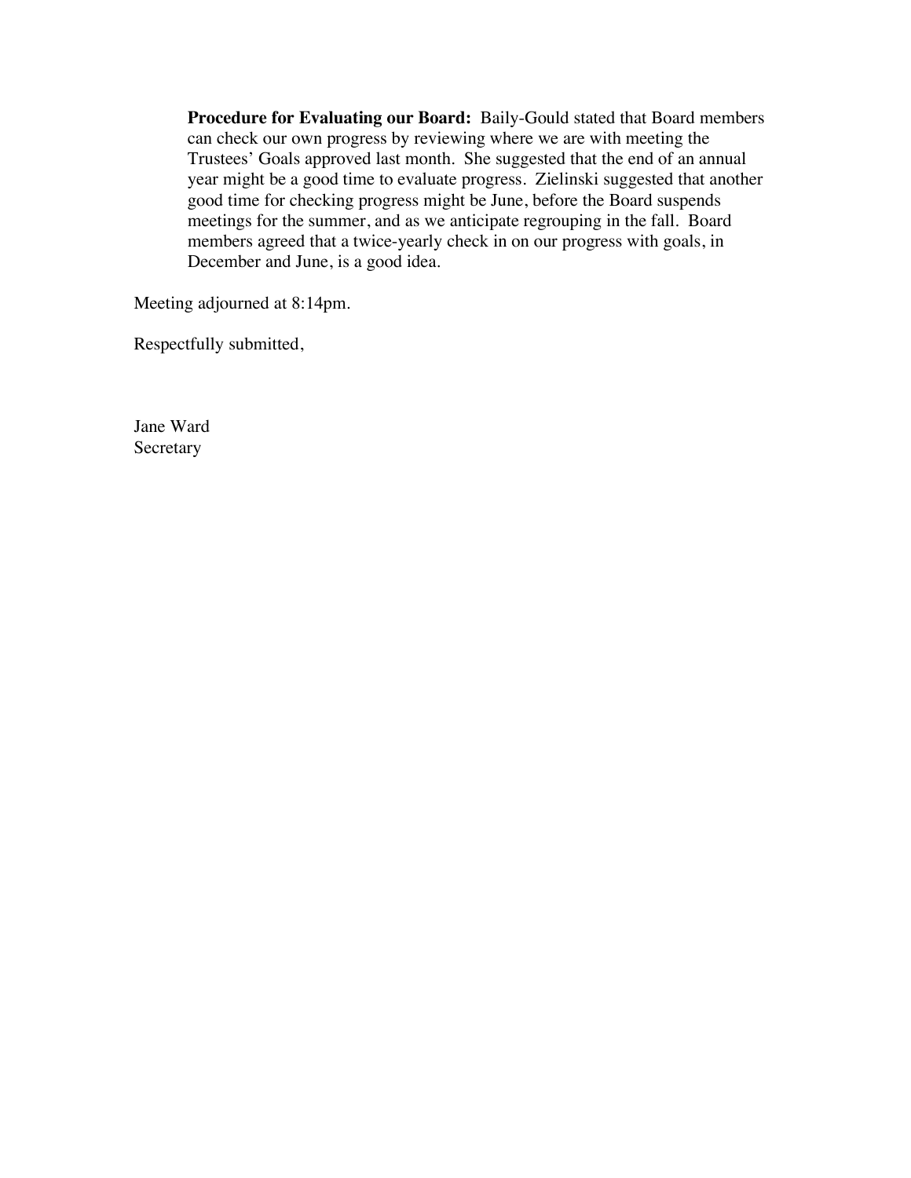**Procedure for Evaluating our Board:** Baily-Gould stated that Board members can check our own progress by reviewing where we are with meeting the Trustees' Goals approved last month. She suggested that the end of an annual year might be a good time to evaluate progress. Zielinski suggested that another good time for checking progress might be June, before the Board suspends meetings for the summer, and as we anticipate regrouping in the fall. Board members agreed that a twice-yearly check in on our progress with goals, in December and June, is a good idea.

Meeting adjourned at 8:14pm.

Respectfully submitted,

Jane Ward
Secretary